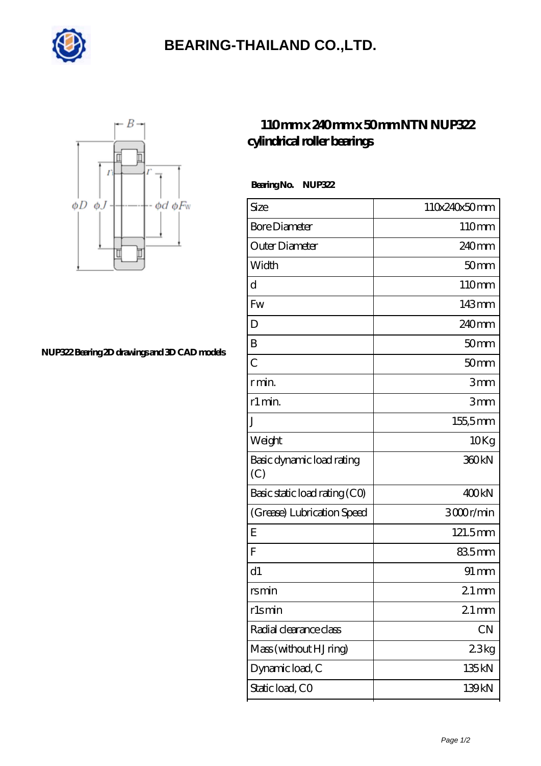# BEARING-THAILAND CO.,LTD.

## 110mm x 240mm x 50mm NTN NUP322 cylindrical roller bearings

NUP322 Bearing 2D drawings and 3D CAD models

**Bearing No. NUP322**

| Size | 110x240x50 mm |
|---|---|
| Bore Diameter | 110 mm |
| Outer Diameter | 240 mm |
| Width | 50 mm |
| d | 110 mm |
| Fw | 143 mm |
| D | 240 mm |
| B | 50 mm |
| C | 50 mm |
| r min. | 3 mm |
| r1 min. | 3 mm |
| J | 155,5 mm |
| Weight | 10 Kg |
| Basic dynamic load rating (C) | 360 kN |
| Basic static load rating (C0) | 400 kN |
| (Grease) Lubrication Speed | 3000 r/min |
| E | 121.5 mm |
| F | 83.5 mm |
| d1 | 91 mm |
| rs min | 2.1 mm |
| r1s min | 2.1 mm |
| Radial clearance class | CN |
| Mass (without HJ ring) | 2.3 kg |
| Dynamic load, C | 135 kN |
| Static load, C0 | 139 kN |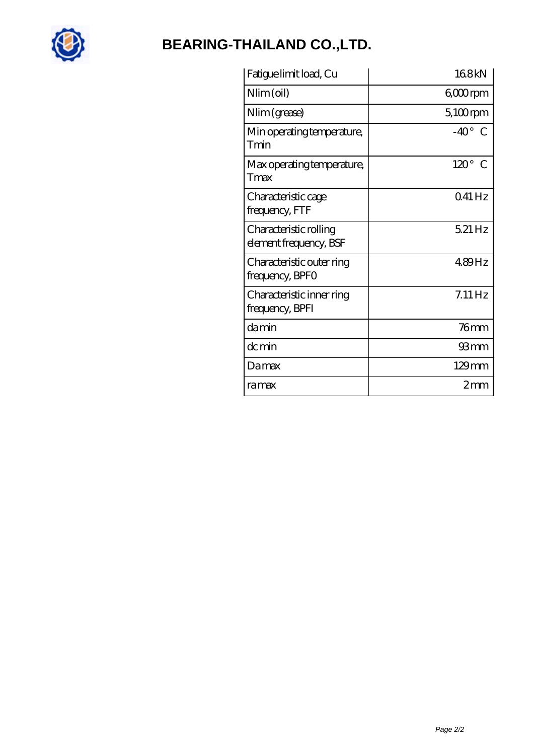# BEARING-THAILAND CO.,LTD.

| | |
|---|---|
| Fatigue limit load, Cu | 16.8 kN |
| Nlim (oil) | 6,000 rpm |
| Nlim (grease) | 5,100 rpm |
| Min operating temperature, Tmin | -40 ° C |
| Max operating temperature, Tmax | 120 ° C |
| Characteristic cage frequency, FTF | 0.41 Hz |
| Characteristic rolling element frequency, BSF | 5.21 Hz |
| Characteristic outer ring frequency, BPFO | 4.89 Hz |
| Characteristic inner ring frequency, BPFI | 7.11 Hz |
| da min | 76 mm |
| dc min | 93 mm |
| Da max | 129 mm |
| ra max | 2 mm |